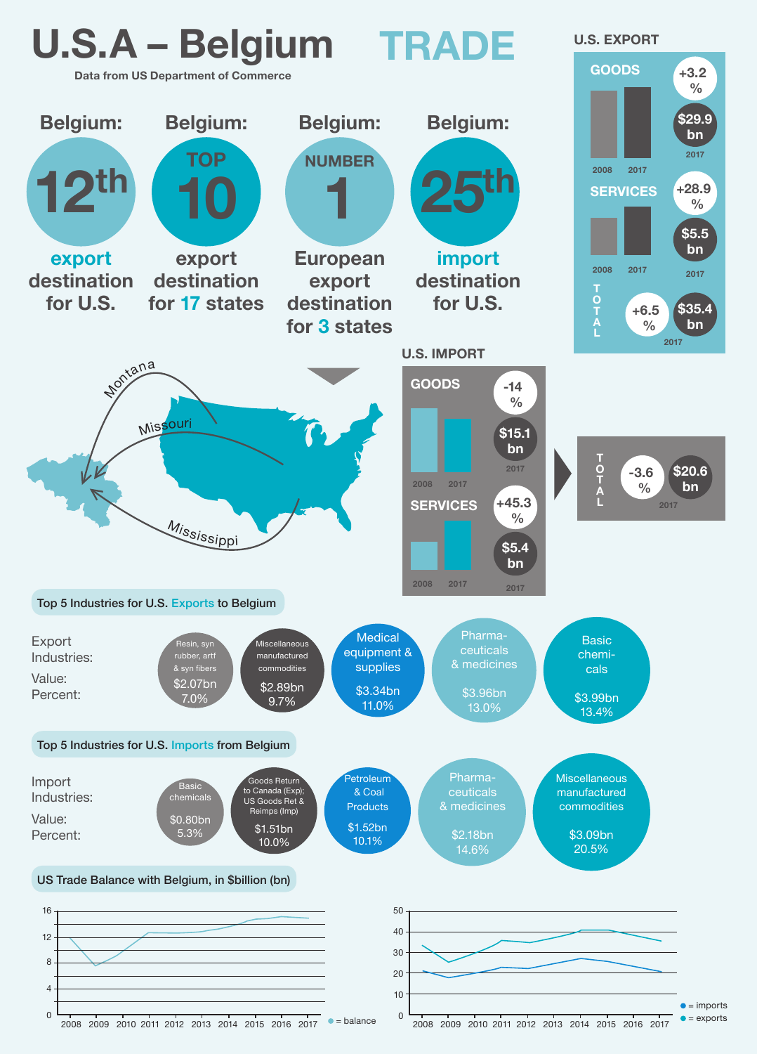# U.S.A – Belgium TRADE

Data from US Department of Commerce

**Belgium:** 12th export destination for U.S.

**Belgium:** TOP 10 export destination for 17 states

**Belgium:** NUMBER 1 European export destination for 3 states

**Belgium:** 25th import destination for U.S.

Montana, Missouri, Mississippi

## U.S. EXPORT

| | Change | 2017 |
|---|---|---|
| GOODS | +3.2 % | $29.9 bn |
| SERVICES | +28.9 % | $5.5 bn |
| TOTAL | +6.5 % | $35.4 bn |

## U.S. IMPORT

| | Change | 2017 |
|---|---|---|
| GOODS | -14 % | $15.1 bn |
| SERVICES | +45.3 % | $5.4 bn |
| TOTAL | -3.6 % | $20.6 bn |

## Top 5 Industries for U.S. Exports to Belgium

| Export Industries: | Value: | Percent: |
|---|---|---|
| Resin, syn rubber, artf & syn fibers | $2.07bn | 7.0% |
| Miscellaneous manufactured commodities | $2.89bn | 9.7% |
| Medical equipment & supplies | $3.34bn | 11.0% |
| Pharmaceuticals & medicines | $3.96bn | 13.0% |
| Basic chemicals | $3.99bn | 13.4% |

## Top 5 Industries for U.S. Imports from Belgium

| Import Industries: | Value: | Percent: |
|---|---|---|
| Basic chemicals | $0.80bn | 5.3% |
| Goods Return to Canada (Exp); US Goods Ret & Reimps (Imp) | $1.51bn | 10.0% |
| Petroleum & Coal Products | $1.52bn | 10.1% |
| Pharmaceuticals & medicines | $2.18bn | 14.6% |
| Miscellaneous manufactured commodities | $3.09bn | 20.5% |

## US Trade Balance with Belgium, in $billion (bn)

= balance

= imports
= exports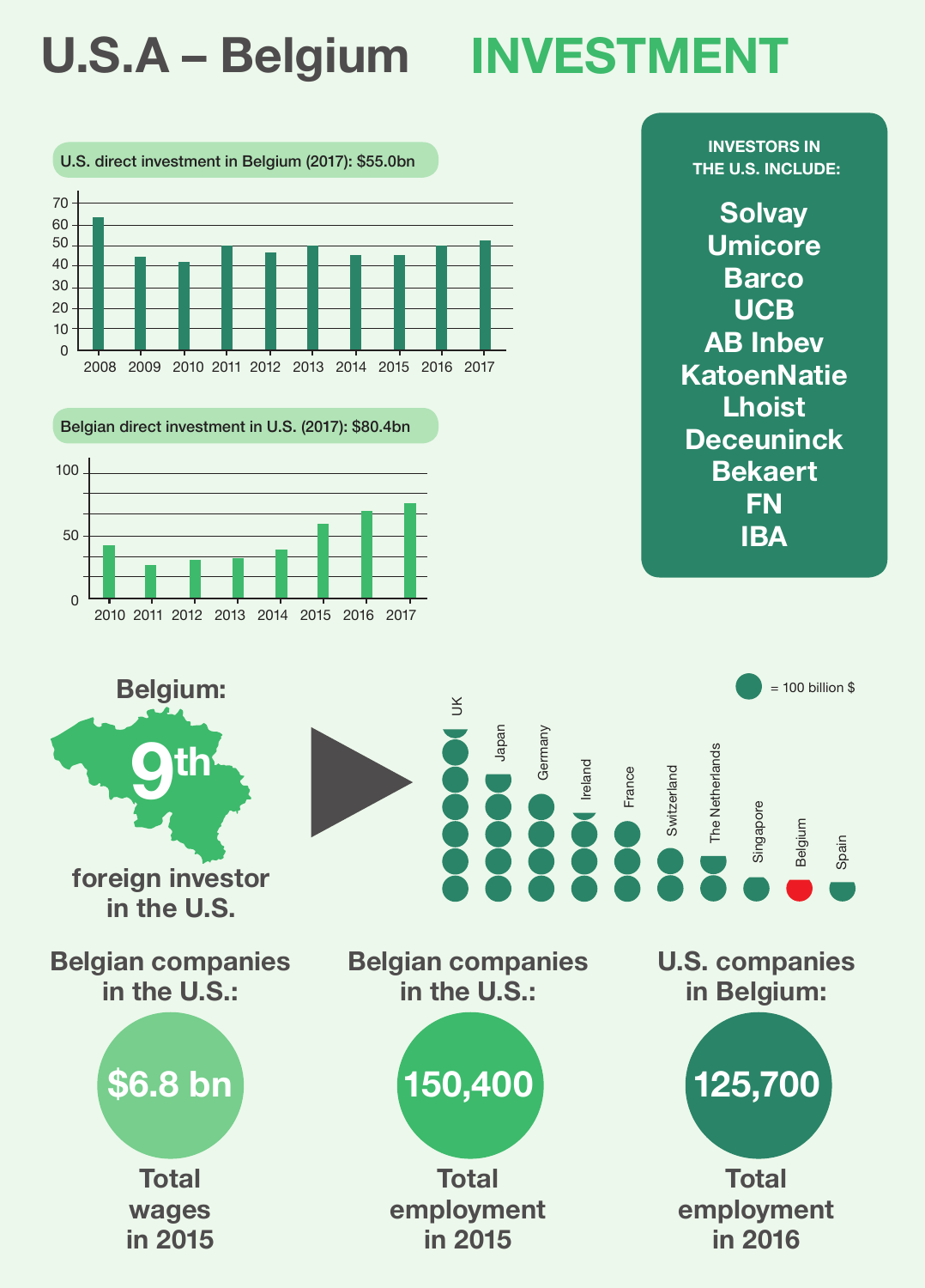# U.S.A – Belgium INVESTMENT

U.S. direct investment in Belgium (2017): $55.0bn

70
60
50
40
30
20
10
0

2008 2009 2010 2011 2012 2013 2014 2015 2016 2017

Belgian direct investment in U.S. (2017): $80.4bn

100
50
0

2010 2011 2012 2013 2014 2015 2016 2017

**INVESTORS IN THE U.S. INCLUDE:**

**Solvay**
**Umicore**
**Barco**
**UCB**
**AB Inbev**
**KatoenNatie**
**Lhoist**
**Deceuninck**
**Bekaert**
**FN**
**IBA**

**Belgium:**

**9th**

**foreign investor in the U.S.**

= 100 billion $

UK
Japan
Germany
Ireland
France
Switzerland
The Netherlands
Singapore
Belgium
Spain

**Belgian companies in the U.S.:**

**$6.8 bn**

**Total wages in 2015**

**Belgian companies in the U.S.:**

**150,400**

**Total employment in 2015**

**U.S. companies in Belgium:**

**125,700**

**Total employment in 2016**